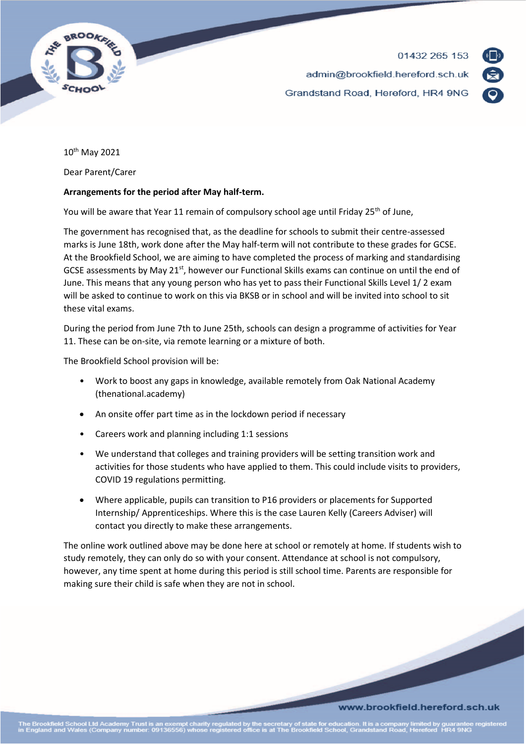01432 265 153

admin@brookfield.hereford.sch.uk

Grandstand Road, Hereford, HR4 9NG

10th May 2021

Dear Parent/Carer

**Arrangements for the period after May half-term.**

You will be aware that Year 11 remain of compulsory school age until Friday 25th of June,

The government has recognised that, as the deadline for schools to submit their centre-assessed marks is June 18th, work done after the May half-term will not contribute to these grades for GCSE. At the Brookfield School, we are aiming to have completed the process of marking and standardising GCSE assessments by May 21st, however our Functional Skills exams can continue on until the end of June. This means that any young person who has yet to pass their Functional Skills Level 1/ 2 exam will be asked to continue to work on this via BKSB or in school and will be invited into school to sit these vital exams.

During the period from June 7th to June 25th, schools can design a programme of activities for Year 11. These can be on-site, via remote learning or a mixture of both.

The Brookfield School provision will be:

- Work to boost any gaps in knowledge, available remotely from Oak National Academy (thenational.academy)
- An onsite offer part time as in the lockdown period if necessary
- Careers work and planning including 1:1 sessions
- We understand that colleges and training providers will be setting transition work and activities for those students who have applied to them. This could include visits to providers, COVID 19 regulations permitting.
- Where applicable, pupils can transition to P16 providers or placements for Supported Internship/ Apprenticeships. Where this is the case Lauren Kelly (Careers Adviser) will contact you directly to make these arrangements.

The online work outlined above may be done here at school or remotely at home. If students wish to study remotely, they can only do so with your consent. Attendance at school is not compulsory, however, any time spent at home during this period is still school time. Parents are responsible for making sure their child is safe when they are not in school.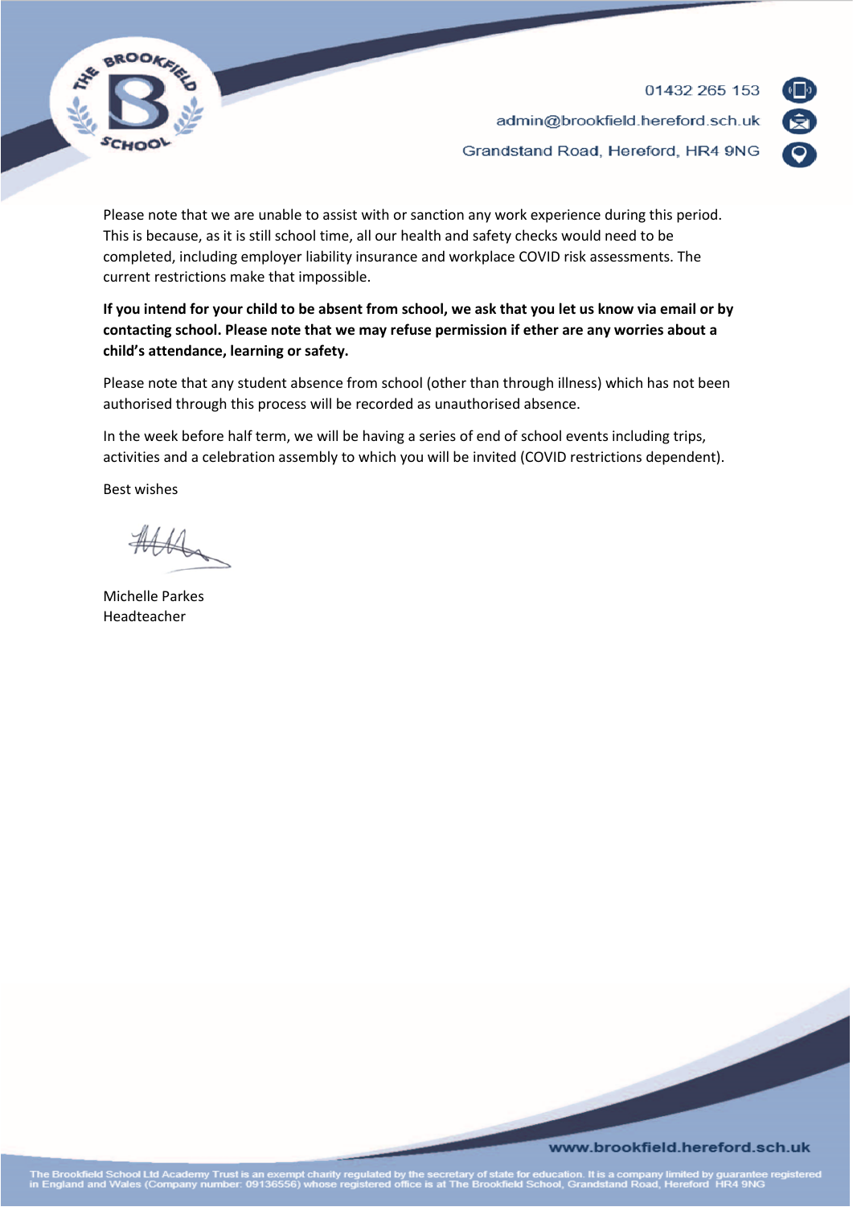Please note that we are unable to assist with or sanction any work experience during this period. This is because, as it is still school time, all our health and safety checks would need to be completed, including employer liability insurance and workplace COVID risk assessments. The current restrictions make that impossible.

**If you intend for your child to be absent from school, we ask that you let us know via email or by contacting school. Please note that we may refuse permission if ether are any worries about a child's attendance, learning or safety.**

Please note that any student absence from school (other than through illness) which has not been authorised through this process will be recorded as unauthorised absence.

In the week before half term, we will be having a series of end of school events including trips, activities and a celebration assembly to which you will be invited (COVID restrictions dependent).

Best wishes

Michelle Parkes
Headteacher